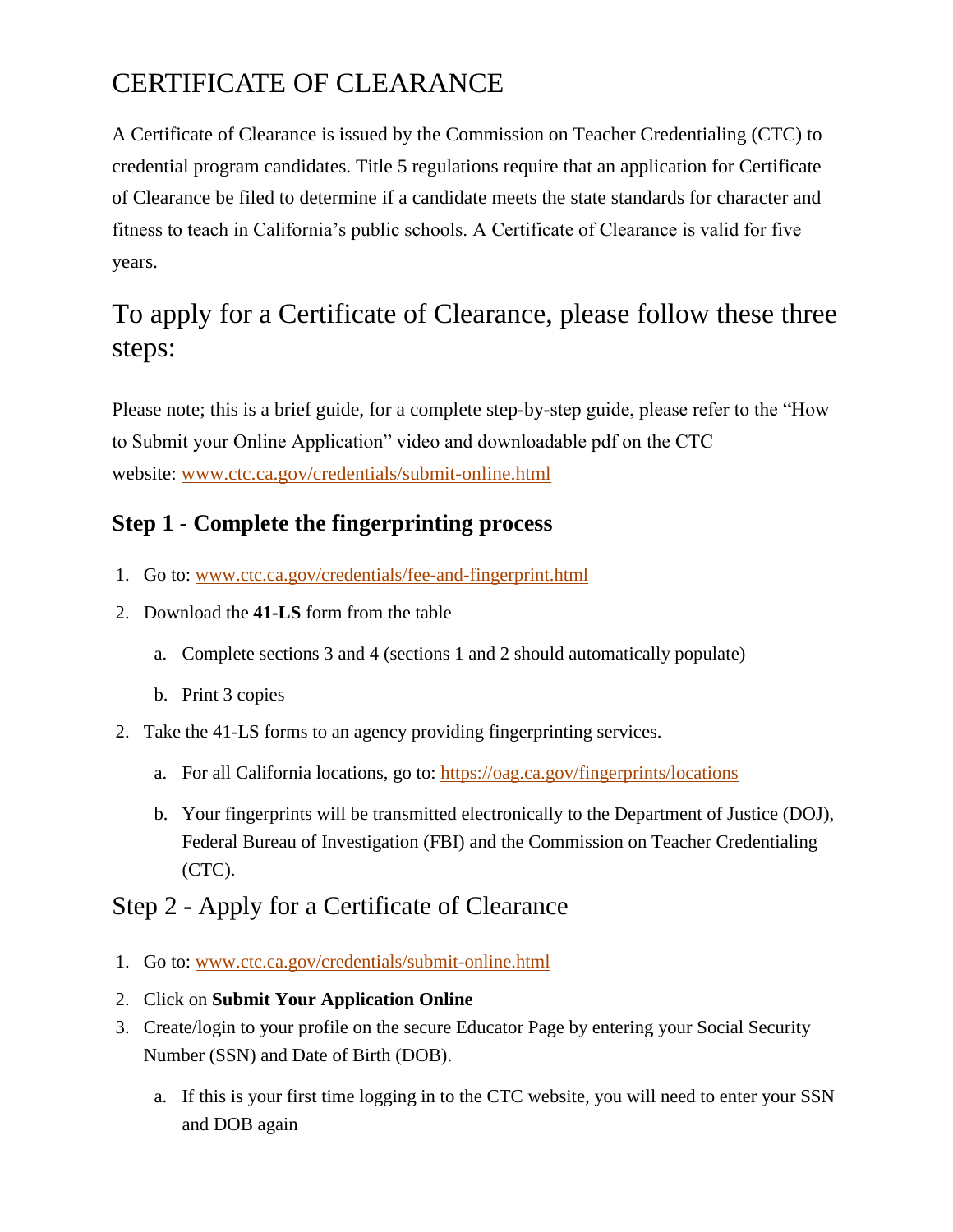# CERTIFICATE OF CLEARANCE

A Certificate of Clearance is issued by the Commission on Teacher Credentialing (CTC) to credential program candidates. Title 5 regulations require that an application for Certificate of Clearance be filed to determine if a candidate meets the state standards for character and fitness to teach in California's public schools. A Certificate of Clearance is valid for five years.

## To apply for a Certificate of Clearance, please follow these three steps:

Please note; this is a brief guide, for a complete step-by-step guide, please refer to the "How to Submit your Online Application" video and downloadable pdf on the CTC website: [www.ctc.ca.gov/credentials/submit-online.html](www.ctc.ca.gov/credentials/submit-online.html)

### Step 1 - Complete the fingerprinting process

1. Go to: [www.ctc.ca.gov/credentials/fee-and-fingerprint.html](www.ctc.ca.gov/credentials/fee-and-fingerprint.html)
2. Download the **41-LS** form from the table
   a. Complete sections 3 and 4 (sections 1 and 2 should automatically populate)
   b. Print 3 copies
2. Take the 41-LS forms to an agency providing fingerprinting services.
   a. For all California locations, go to: [https://oag.ca.gov/fingerprints/locations](https://oag.ca.gov/fingerprints/locations)
   b. Your fingerprints will be transmitted electronically to the Department of Justice (DOJ), Federal Bureau of Investigation (FBI) and the Commission on Teacher Credentialing (CTC).

### Step 2 - Apply for a Certificate of Clearance

1. Go to: [www.ctc.ca.gov/credentials/submit-online.html](www.ctc.ca.gov/credentials/submit-online.html)
2. Click on **Submit Your Application Online**
3. Create/login to your profile on the secure Educator Page by entering your Social Security Number (SSN) and Date of Birth (DOB).
   a. If this is your first time logging in to the CTC website, you will need to enter your SSN and DOB again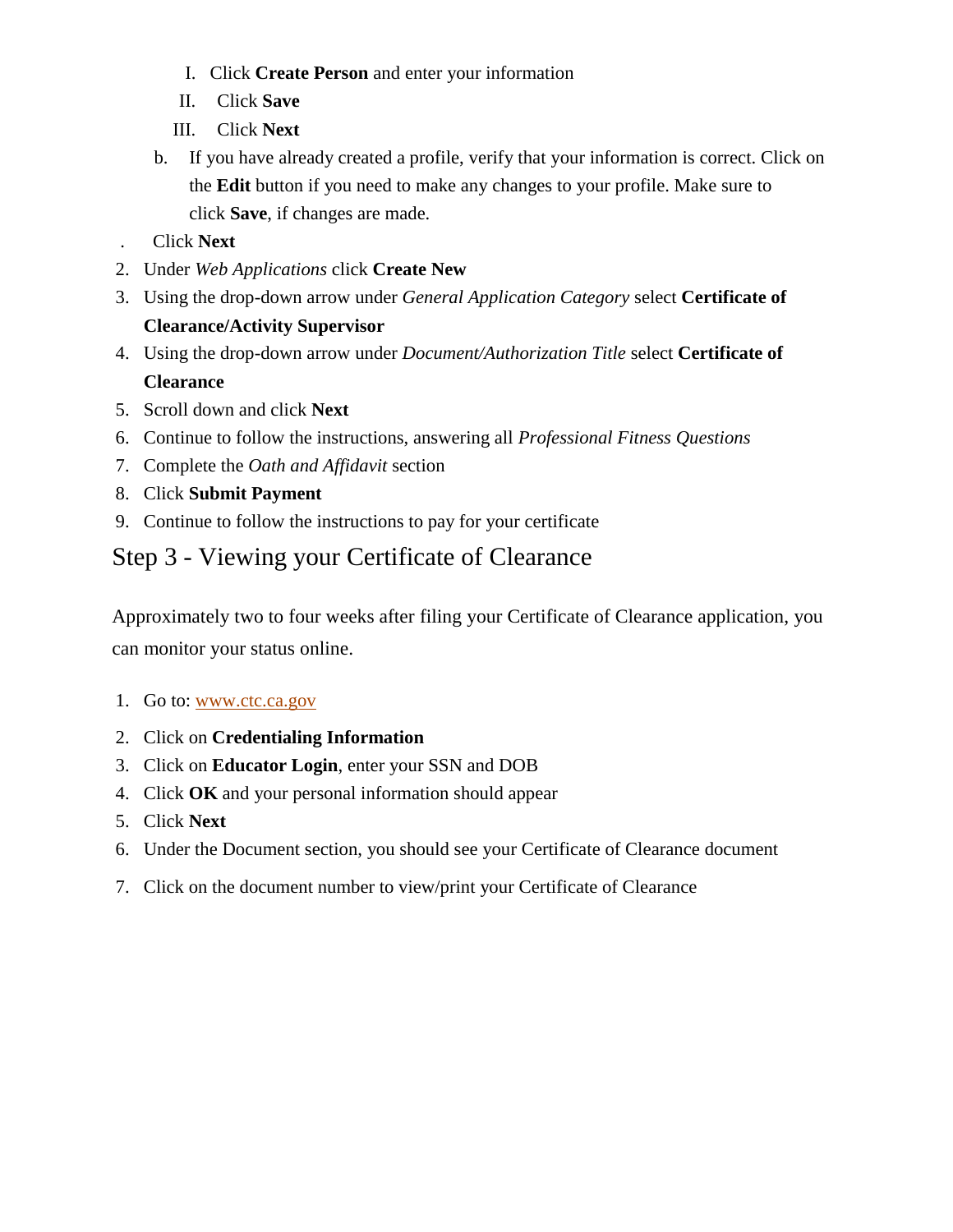I. Click **Create Person** and enter your information
   II. Click **Save**
   III. Click **Next**

b. If you have already created a profile, verify that your information is correct. Click on the **Edit** button if you need to make any changes to your profile. Make sure to click **Save**, if changes are made.

. Click **Next**

2. Under *Web Applications* click **Create New**
3. Using the drop-down arrow under *General Application Category* select **Certificate of Clearance/Activity Supervisor**
4. Using the drop-down arrow under *Document/Authorization Title* select **Certificate of Clearance**
5. Scroll down and click **Next**
6. Continue to follow the instructions, answering all *Professional Fitness Questions*
7. Complete the *Oath and Affidavit* section
8. Click **Submit Payment**
9. Continue to follow the instructions to pay for your certificate

## Step 3 - Viewing your Certificate of Clearance

Approximately two to four weeks after filing your Certificate of Clearance application, you can monitor your status online.

1. Go to: www.ctc.ca.gov
2. Click on **Credentialing Information**
3. Click on **Educator Login**, enter your SSN and DOB
4. Click **OK** and your personal information should appear
5. Click **Next**
6. Under the Document section, you should see your Certificate of Clearance document
7. Click on the document number to view/print your Certificate of Clearance